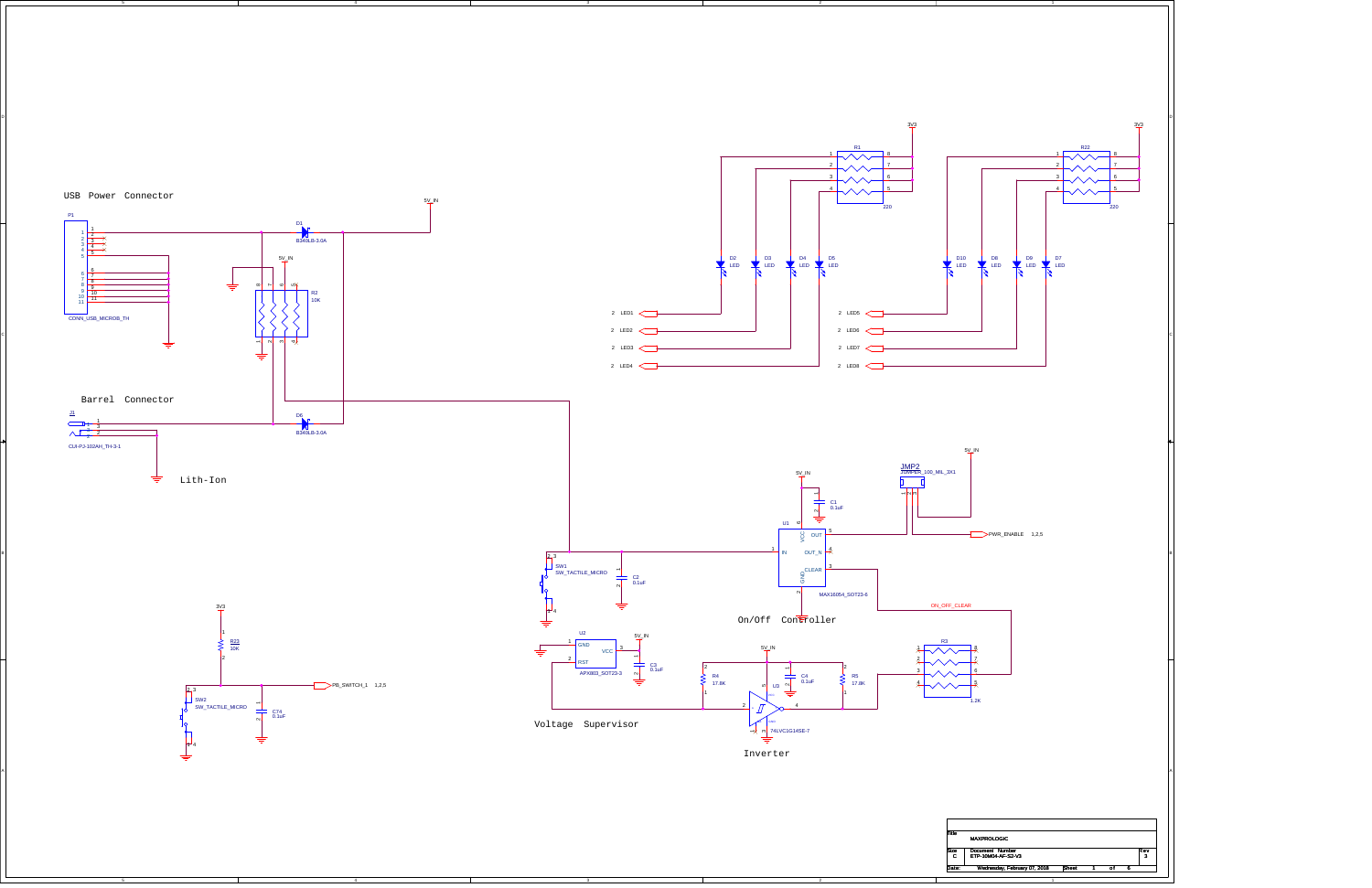USB Power Connector

P1

CONN_USB_MICROB_TH

D1
B340LB-3.0A

5V_IN

R2
10K

Barrel Connector

J1

CUI-PJ-102AH_TH-3-1

D6
B340LB-3.0A

Lith-Ion

R1
220

3V3

D2 LED
D3 LED
D4 LED
D5 LED

LED1
LED2
LED3
LED4

R22
220

D10 LED
D8 LED
D9 LED
D7 LED

LED5
LED6
LED7
LED8

JMP2
JUMPER_100_MIL_3X1

PWR_ENABLE 1,2,5

C1
0.1uF

U1
MAX16054_SOT23-6

IN
VCC
OUT
OUT_N
CLEAR
GND

SW1
SW_TACTILE_MICRO

C2
0.1uF

On/Off Controller

ON_OFF_CLEAR

R3
1.2K

U2
APX803_SOT23-3

GND
RST
VCC

C3
0.1uF

Voltage Supervisor

R4
17.8K

U3
74LVC1G14SE-7

C4
0.1uF

R5
17.8K

Inverter

R23
10K

SW2
SW_TACTILE_MICRO

CT4
0.1uF

PB_SWITCH_1 1,2,5

| | | |
|---|---|---|
| Title | MAXPROLOGIC | |
| Size C | Document Number ETP-10M04-AF-S2-V3 | Rev 3 |
| Date: | Wednesday, February 07, 2018 | Sheet 1 of 6 |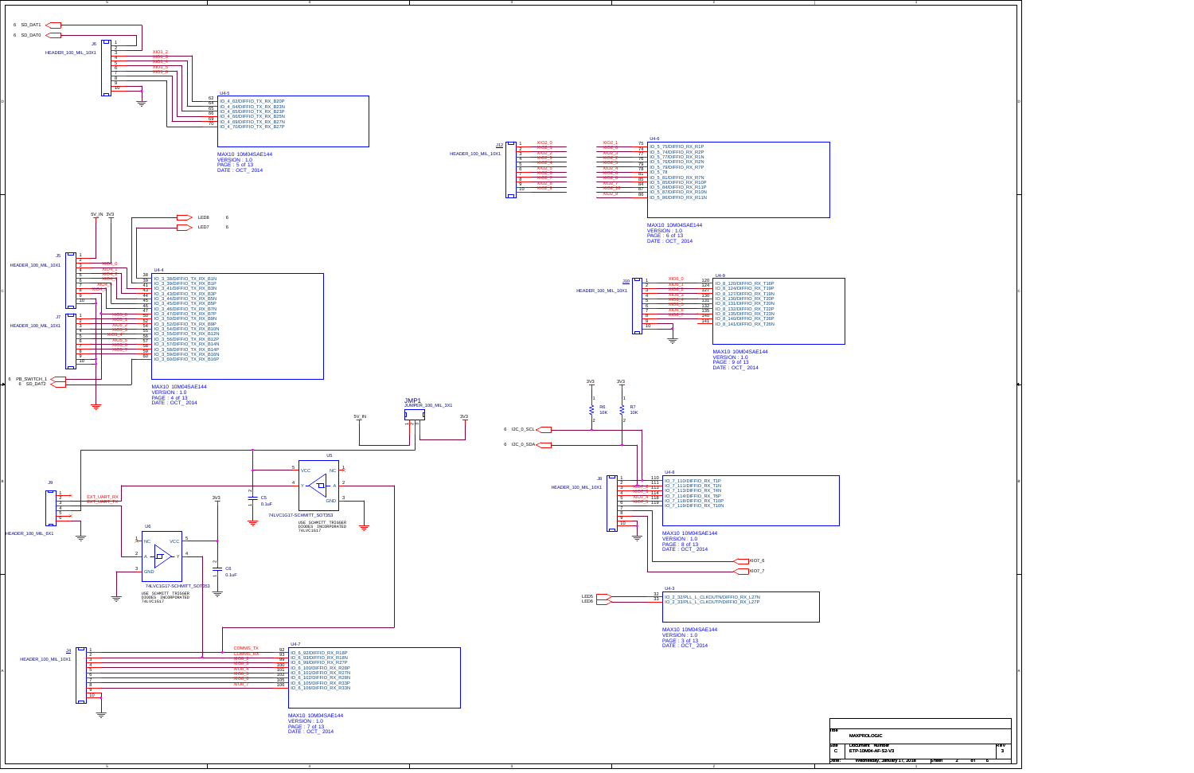6 SD_DAT1
6 SD_DAT0

J6
HEADER_100_MIL_10X1

XIO1_2
XIO1_3
XIO1_4
XIO1_5
XIO1_6

U4-5

| Pin | Signal |
|---|---|
| 62 | IO_4_62/DIFFIO_TX_RX_B20P |
| 64 | IO_4_64/DIFFIO_TX_RX_B23N |
| 65 | IO_4_65/DIFFIO_TX_RX_B23P |
| 66 | IO_4_66/DIFFIO_TX_RX_B25N |
| 69 | IO_4_69/DIFFIO_TX_RX_B27N |
| 70 | IO_4_70/DIFFIO_TX_RX_B27P |

MAX10 10M04SAE144
VERSION : 1.0
PAGE : 5 of 13
DATE : OCT_ 2014

J12
HEADER_100_MIL_10X1

XIO2_0 ... XIO2_9

U4-6

| Pin | Signal |
|---|---|
| 75 | IO_5_75/DIFFIO_RX_R1P |
| 74 | IO_5_74/DIFFIO_RX_R2P |
| 77 | IO_5_77/DIFFIO_RX_R1N |
| 76 | IO_5_76/DIFFIO_RX_R2N |
| 79 | IO_5_79/DIFFIO_RX_R7P |
| 78 | IO_5_78 |
| 81 | IO_5_81/DIFFIO_RX_R7N |
| 85 | IO_5_85/DIFFIO_RX_R10P |
| 84 | IO_5_84/DIFFIO_RX_R11P |
| 87 | IO_5_87/DIFFIO_RX_R10N |
| 86 | IO_5_86/DIFFIO_RX_R11N |

MAX10 10M04SAE144
VERSION : 1.0
PAGE : 6 of 13
DATE : OCT_ 2014

5V_IN 3V3

LED8 6
LED7 6

J5
HEADER_100_MIL_10X1

XIO4_0 ... XIO4_5

J7
HEADER_100_MIL_10X1

XIO5_0 ... XIO5_7

U4-4

| Pin | Signal |
|---|---|
| 38 | IO_3_38/DIFFIO_TX_RX_B1N |
| 39 | IO_3_39/DIFFIO_TX_RX_B1P |
| 41 | IO_3_41/DIFFIO_TX_RX_B3N |
| 43 | IO_3_43/DIFFIO_TX_RX_B3P |
| 44 | IO_3_44/DIFFIO_TX_RX_B5N |
| 45 | IO_3_45/DIFFIO_TX_RX_B5P |
| 46 | IO_3_46/DIFFIO_TX_RX_B7N |
| 47 | IO_3_47/DIFFIO_TX_RX_B7P |
| 50 | IO_3_50/DIFFIO_TX_RX_B9N |
| 52 | IO_3_52/DIFFIO_TX_RX_B9P |
| 54 | IO_3_54/DIFFIO_TX_RX_B10N |
| 55 | IO_3_55/DIFFIO_TX_RX_B12N |
| 56 | IO_3_56/DIFFIO_TX_RX_B12P |
| 57 | IO_3_57/DIFFIO_TX_RX_B14N |
| 58 | IO_3_58/DIFFIO_TX_RX_B14P |
| 59 | IO_3_59/DIFFIO_TX_RX_B16N |
| 60 | IO_3_60/DIFFIO_TX_RX_B16P |

MAX10 10M04SAE144
VERSION : 1.0
PAGE : 4 of 13
DATE : OCT_ 2014

6 PB_SWITCH_1
6 SD_DAT2

J10
HEADER_100_MIL_10X1

XIO8_0 ... XIO8_7

U4-9

| Pin | Signal |
|---|---|
| 120 | IO_8_120/DIFFIO_RX_T16P |
| 124 | IO_8_124/DIFFIO_RX_T19P |
| 127 | IO_8_127/DIFFIO_RX_T19N |
| 130 | IO_8_130/DIFFIO_RX_T20P |
| 131 | IO_8_131/DIFFIO_RX_T20N |
| 132 | IO_8_132/DIFFIO_RX_T22P |
| 135 | IO_8_135/DIFFIO_RX_T23N |
| 140 | IO_8_140/DIFFIO_RX_T26P |
| 141 | IO_8_141/DIFFIO_RX_T26N |

MAX10 10M04SAE144
VERSION : 1.0
PAGE : 9 of 13
DATE : OCT_ 2014

JMP1
JUMPER_100_MIL_3X1

5V_IN 3V3

3V3 3V3
R6 10K
R7 10K

6 I2C_0_SCL
6 I2C_0_SDA

J9
HEADER_100_MIL_6X1

EXT_UART_RX
EXT_UART_TX

U5
74LVC1G17-SCHMITT_SOT353
USE SCHMITT TRIGGER DIODES INCORPORATED 74LVC1G17

C5 0.1uF

U6
74LVC1G17-SCHMITT_SOT353
USE SCHMITT TRIGGER DIODES INCORPORATED 74LVC1G17

C6 0.1uF

J8
HEADER_100_MIL_10X1

XIO7_0 ... XIO7_5

U4-8

| Pin | Signal |
|---|---|
| 110 | IO_7_110/DIFFIO_RX_T1P |
| 111 | IO_7_111/DIFFIO_RX_T1N |
| 113 | IO_7_113/DIFFIO_RX_T4N |
| 114 | IO_7_114/DIFFIO_RX_T6P |
| 118 | IO_7_118/DIFFIO_RX_T10P |
| 119 | IO_7_119/DIFFIO_RX_T10N |

MAX10 10M04SAE144
VERSION : 1.0
PAGE : 8 of 13
DATE : OCT_ 2014

XIO7_6
XIO7_7

LED5
LED6

U4-3

| Pin | Signal |
|---|---|
| 32 | IO_2_32/PLL_L_CLKOUTN/DIFFIO_RX_L27N |
| 33 | IO_2_33/PLL_L_CLKOUTP/DIFFIO_RX_L27P |

MAX10 10M04SAE144
VERSION : 1.0
PAGE : 3 of 13
DATE : OCT_ 2014

J3
HEADER_100_MIL_10X1

COMMS_TX
COMMS_RX
XIO6_2 ... XIO6_7

U4-7

| Pin | Signal |
|---|---|
| 92 | IO_6_92/DIFFIO_RX_R18P |
| 93 | IO_6_93/DIFFIO_RX_R18N |
| 99 | IO_6_99/DIFFIO_RX_R27P |
| 100 | IO_6_100/DIFFIO_RX_R28P |
| 101 | IO_6_101/DIFFIO_RX_R27N |
| 102 | IO_6_102/DIFFIO_RX_R28N |
| 105 | IO_6_105/DIFFIO_RX_R33P |
| 106 | IO_6_106/DIFFIO_RX_R33N |

MAX10 10M04SAE144
VERSION : 1.0
PAGE : 7 of 13
DATE : OCT_ 2014

| Title | MAXPROLOGIC | | |
|---|---|---|---|
| Size C | Document Number ETP-10M04-AF-S2-V3 | | Rev 3 |
| Date: Wednesday, January 17, 2018 | Sheet 2 of 6 | | |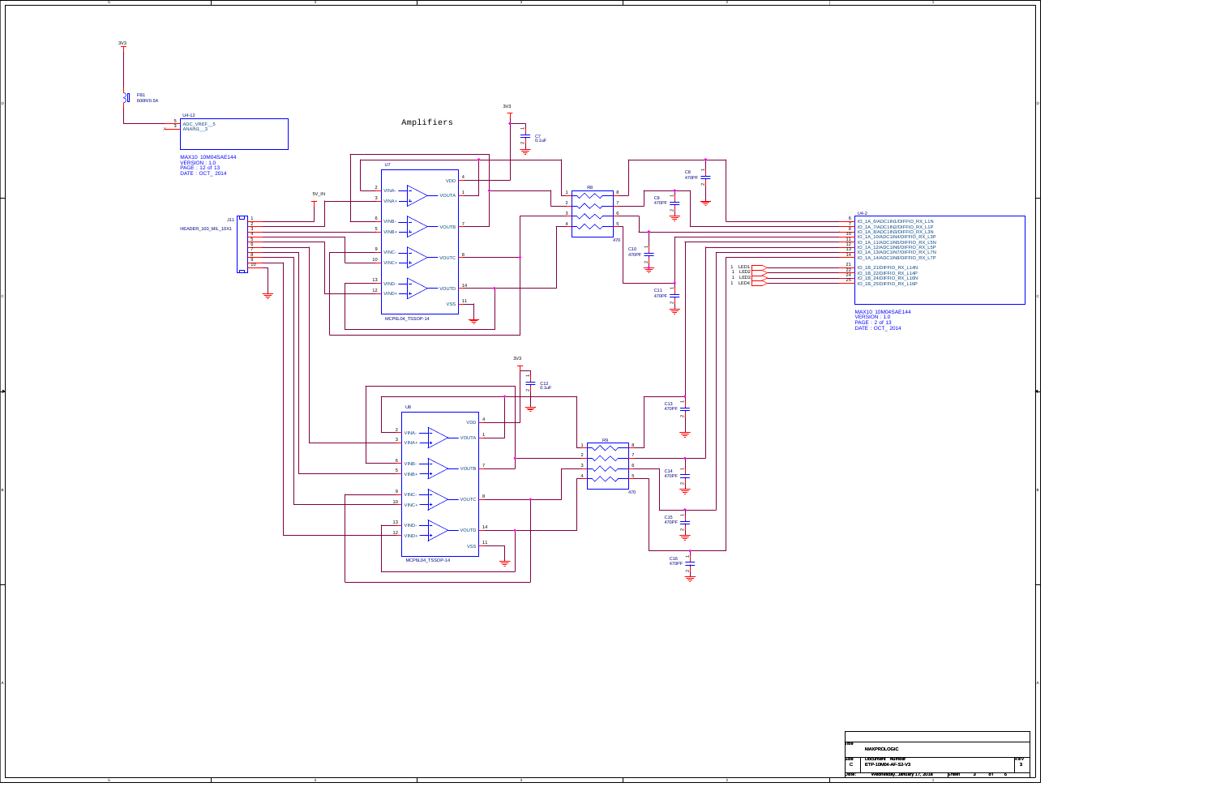Amplifiers

3V3

FB1
600R/0.5A

U4-12
5 ADC_VREF__5
3 ANAIN1__3

MAX10 10M04SAE144
VERSION : 1.0
PAGE : 12 of 13
DATE : OCT_ 2014

3V3
C7
0.1uF

5V_IN

J11
HEADER_100_MIL_10X1
1 2 3 4 5 6 7 8 9 10

U7
VINA- 2
VINA+ 3
VINB- 6
VINB+ 5
VINC- 9
VINC+ 10
VIND- 13
VIND+ 12
VDD 4
VOUTA 1
VOUTB 7
VOUTC 8
VOUTD 14
VSS 11
MCP6L04_TSSOP-14

R8
470

C8
470PF

C9
470PF

C10
470PF

C11
470PF

U4-2
6 IO_1A_6/ADC1IN1/DIFFIO_RX_L1N
7 IO_1A_7/ADC1IN2/DIFFIO_RX_L1P
8 IO_1A_8/ADC1IN3/DIFFIO_RX_L3N
10 IO_1A_10/ADC1IN4/DIFFIO_RX_L3P
11 IO_1A_11/ADC1IN5/DIFFIO_RX_L5N
12 IO_1A_12/ADC1IN6/DIFFIO_RX_L5P
13 IO_1A_13/ADC1IN7/DIFFIO_RX_L7N
14 IO_1A_14/ADC1IN8/DIFFIO_RX_L7P
21 IO_1B_21/DIFFIO_RX_L14N
22 IO_1B_22/DIFFIO_RX_L14P
24 IO_1B_24/DIFFIO_RX_L16N
25 IO_1B_25/DIFFIO_RX_L16P

LED1
LED2
LED3
LED4

MAX10 10M04SAE144
VERSION : 1.0
PAGE : 2 of 13
DATE : OCT_ 2014

3V3
C12
0.1uF

U8
VINA- 2
VINA+ 3
VINB- 6
VINB+ 5
VINC- 9
VINC+ 10
VIND- 13
VIND+ 12
VDD 4
VOUTA 1
VOUTB 7
VOUTC 8
VOUTD 14
VSS 11
MCP6L04_TSSOP-14

R9
470

C13
470PF

C14
470PF

C15
470PF

C16
470PF

| Title | | |
|---|---|---|
| MAXPROLOGIC | | |
| Size: C | Document Number: ETP-10M04-AF-S2-V3 | Rev: 3 |
| Date: Wednesday, January 17, 2018 | Sheet 3 of 6 | |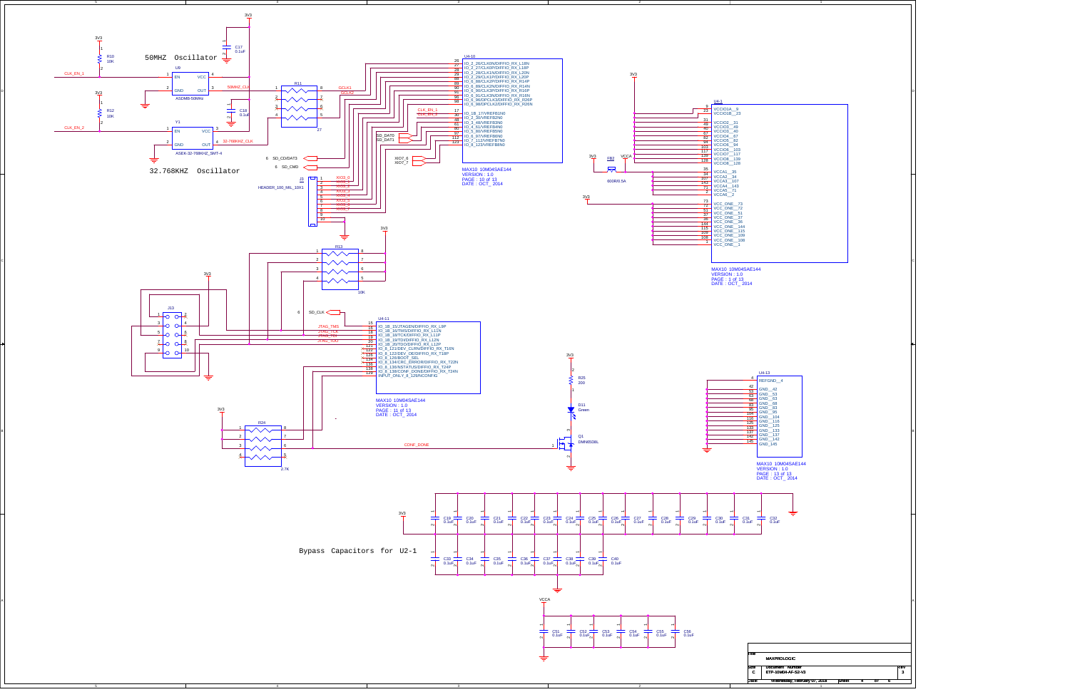50MHZ Oscillator

3V3

R10
10K

CLK_EN_1

U9
EN VCC
GND OUT
ASDMB-50MHz

C17
0.1uF

50MHZ_CLK

R11

GCLK1
GCLK2

C18
0.1uF

R12
10K

CLK_EN_2

Y1
EN VCC
GND OUT
ASEK-32-768KHZ_SMT-4

32.768KHZ_CLK

32.768KHZ Oscillator

SD_CD/DAT3
SD_CMD

U4-10

IO_2_26/CLK0N/DIFFIO_RX_L18N
IO_2_27/CLK0P/DIFFIO_RX_L18P
IO_2_28/CLK1N/DIFFIO_RX_L20N
IO_2_29/CLK1P/DIFFIO_RX_L20P
IO_6_88/CLK2P/DIFFIO_RX_R14P
IO_6_89/CLK2N/DIFFIO_RX_R14N
IO_6_90/CLK3P/DIFFIO_RX_R16P
IO_6_91/CLK3N/DIFFIO_RX_R16N
IO_6_96/DPCLK3/DIFFIO_RX_R20P
IO_6_98/DPCLK2/DIFFIO_RX_R20N

CLK_EN_1
CLK_EN_2

IO_1B_17/VREFB1N0
IO_2_30/VREFB2N0
IO_3_48/VREFB3N0
IO_4_61/VREFB4N0
IO_5_80/VREFB5N0
IO_6_97/VREFB6N0
IO_7_112/VREFB7N0
IO_8_123/VREFB8N0

SD_DAT0
SD_DAT1

XIO7_6
XIO7_7

MAX10 10M04SAE144
VERSION : 1.0
PAGE : 10 of 13
DATE : OCT_ 2014

J3
HEADER_100_MIL_10X1

XIO3_0
XIO3_1
XIO3_2
XIO3_3
XIO3_4
XIO3_5
XIO3_6
XIO3_7

U4-1

VCCIO1A__9
VCCIO1B__23
VCCIO2__31
VCCIO3__49
VCCIO3__40
VCCIO4__67
VCCIO5__82
VCCIO6__94
VCCIO6__103
VCCIO7__117
VCCIO8__139
VCCIO8__128

FB2
600R/0.5A
VCCA

VCCA1__35
VCCA2__34
VCCA3__107
VCCA4__143
VCCA5__71
VCCA6__2

VCC_ONE__73
VCC_ONE__72
VCC_ONE__51
VCC_ONE__37
VCC_ONE__36
VCC_ONE__144
VCC_ONE__115
VCC_ONE__109
VCC_ONE__108
VCC_ONE__1

MAX10 10M04SAE144
VERSION : 1.0
PAGE : 1 of 13
DATE : OCT_ 2014

R13
10K

J13

SD_CLK

U4-11

JTAG_TMS
JTAG_TCK
JTAG_TDI
JTAG_TDO

IO_1B_15/JTAGEN/DIFFIO_RX_L9P
IO_1B_16/TMS/DIFFIO_RX_L11N
IO_1B_18/TCK/DIFFIO_RX_L11P
IO_1B_19/TDI/DIFFIO_RX_L12N
IO_1B_20/TDO/DIFFIO_RX_L12P
IO_8_121/DEV_CLRN/DIFFIO_RX_T16N
IO_8_122/DEV_OE/DIFFIO_RX_T18P
IO_8_126/BOOT_SEL
IO_8_134/CRC_ERROR/DIFFIO_RX_T22N
IO_8_136/NSTATUS/DIFFIO_RX_T24P
IO_8_138/CONF_DONE/DIFFIO_RX_T24N
INPUT_ONLY_8_129/NCONFIG

MAX10 10M04SAE144
VERSION : 1.0
PAGE : 11 of 13
DATE : OCT_ 2014

R25
200

D11
Green

Q1
DMN5L06L

R24
2.7K

CONF_DONE

U4-13

REFGND__4
GND__42
GND__53
GND__63
GND__68
GND__83
GND__95
GND__104
GND__116
GND__125
GND__133
GND__137
GND__142
GND_145

MAX10 10M04SAE144
VERSION : 1.0
PAGE : 13 of 13
DATE : OCT_ 2014

C19 0.1uF, C20 0.1uF, C21 0.1uF, C22 0.1uF, C23 0.1uF, C24 0.1uF, C25 0.1uF, C26 0.1uF, C27 0.1uF, C28 0.1uF, C29 0.1uF, C30 0.1uF, C31 0.1uF, C32 0.1uF

Bypass Capacitors for U2-1

C33 0.1uF, C34 0.1uF, C35 0.1uF, C36 0.1uF, C37 0.1uF, C38 0.1uF, C39 0.1uF, C40 0.1uF

VCCA

C51 0.1uF, C52 0.1uF, C53 0.1uF, C54 0.1uF, C55 0.1uF, C56 0.1uF

| | | |
|---|---|---|
| Title | MAXPROLOGIC | |
| Size C | Document Number ETP-10M04-AF-S2-V3 | Rev 3 |
| Date: Wednesday, February 07, 2018 | Sheet 4 of 6 | |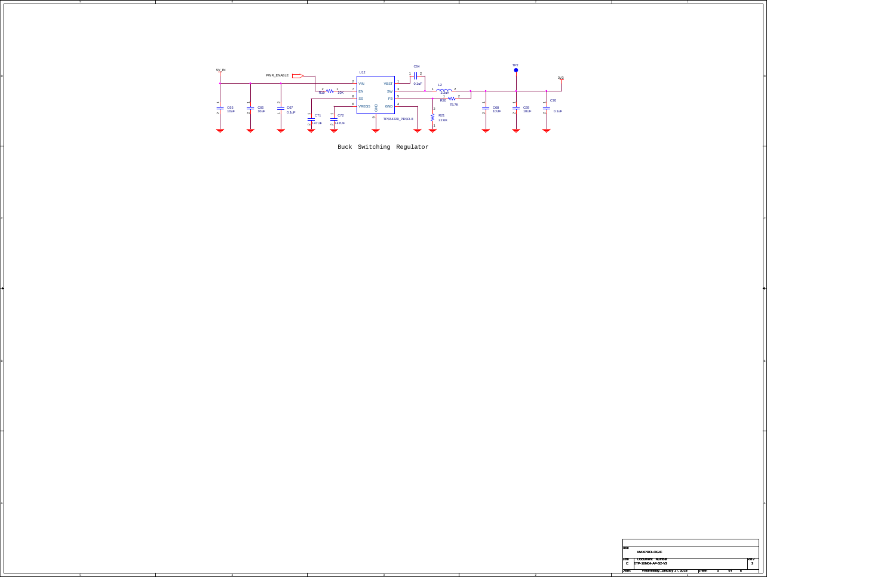5V_IN

PWR_ENABLE

U12

C64

1 2

0.1uF

2 VIN

7 EN

8 SS

6 VREG5

VBST 1

SW 3

FB 5

GND 4

GND

9

TPS54229_PDSO-8

2 R19 1

10K

L2

1 2

3.3uH

1 R20 2

78.7K

R21

22.6K

TP2

3V3

C65

10uF

C66

10uF

C67

0.1uF

C71

0.47UF

C72

0.47UF

C68

10UF

C69

10UF

C70

0.1uF

Buck Switching Regulator

Title

MAXPROLOGIC

Size | Document Number | Rev
C | ETP-10M04-AF-S2-V3 | 3

Date: Wednesday, January 17, 2018 Sheet 5 of 6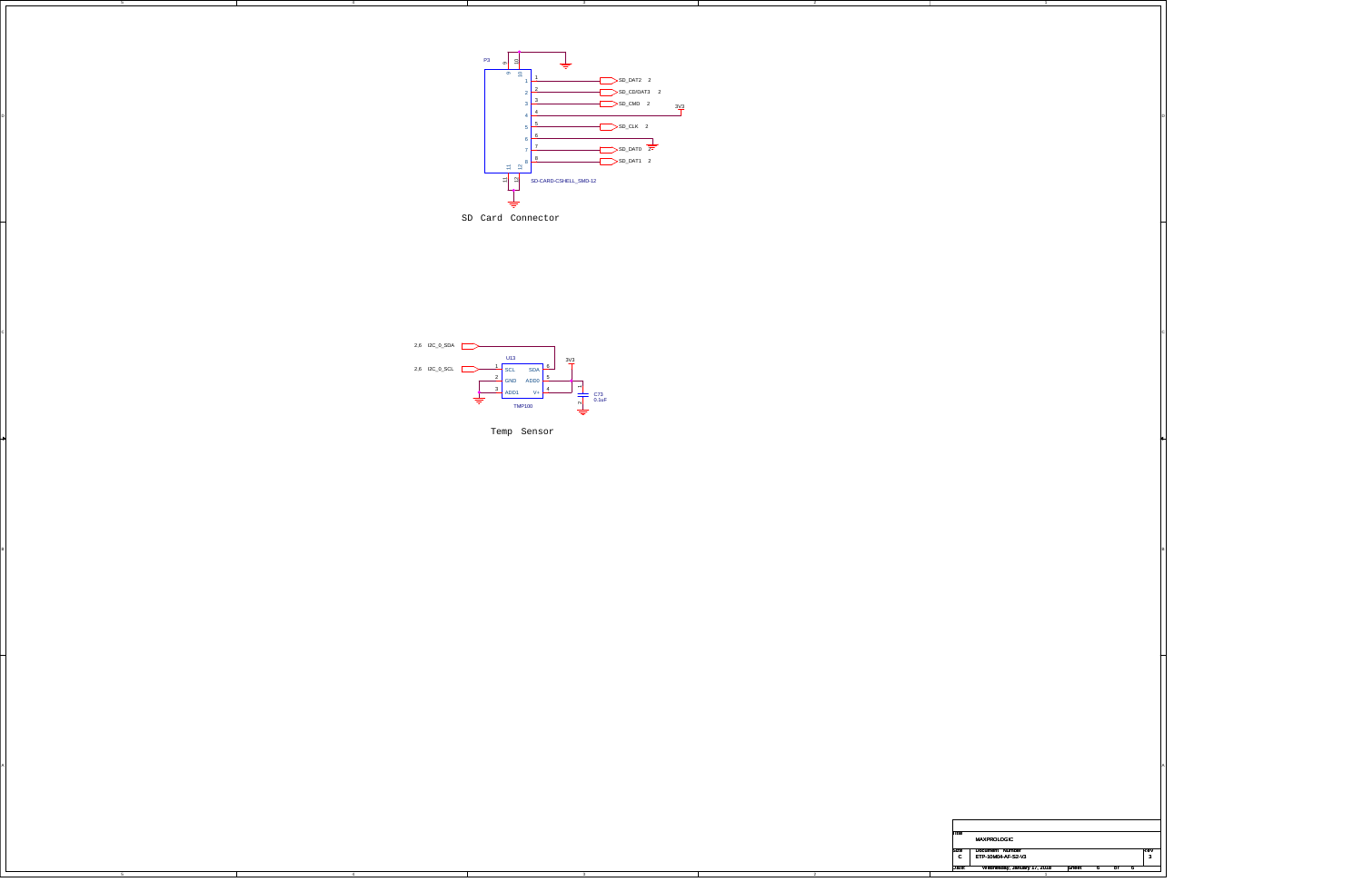P3

9 10

1 SD_DAT2 2
2 SD_CD/DAT3 2
3 SD_CMD 2
4 3V3
5 SD_CLK 2
6
7 SD_DAT0 2
8 SD_DAT1 2

11 12

SD-CARD-CSHELL_SMD-12

SD Card Connector

2,6 I2C_0_SDA

2,6 I2C_0_SCL

U13

1 SCL SDA 6
2 GND ADD0 5
3 ADD1 V+ 4

TMP100

3V3

C73
0.1uF

Temp Sensor

| | | |
|---|---|---|
| Title | MAXPROLOGIC | |
| Size C | Document Number ETP-10M04-AF-S2-V3 | Rev 3 |
| Date: Wednesday, January 17, 2018 | Sheet 6 of 6 | |